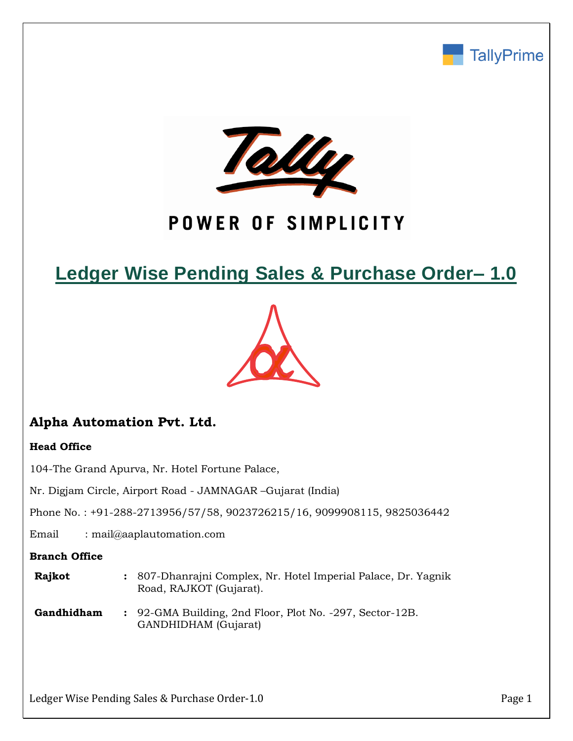TallyPrime

Tally

POWER OF SIMPLICITY

# Ledger Wise Pending Sales & Purchase Order– 1.0

## Alpha Automation Pvt. Ltd.

**Head Office**

104-The Grand Apurva, Nr. Hotel Fortune Palace,

Nr. Digjam Circle, Airport Road - JAMNAGAR –Gujarat (India)

Phone No. : +91-288-2713956/57/58, 9023726215/16, 9099908115, 9825036442

Email : mail@aaplautomation.com

**Branch Office**

**Rajkot** : 807-Dhanrajni Complex, Nr. Hotel Imperial Palace, Dr. Yagnik Road, RAJKOT (Gujarat).

**Gandhidham** : 92-GMA Building, 2nd Floor, Plot No. -297, Sector-12B. GANDHIDHAM (Gujarat)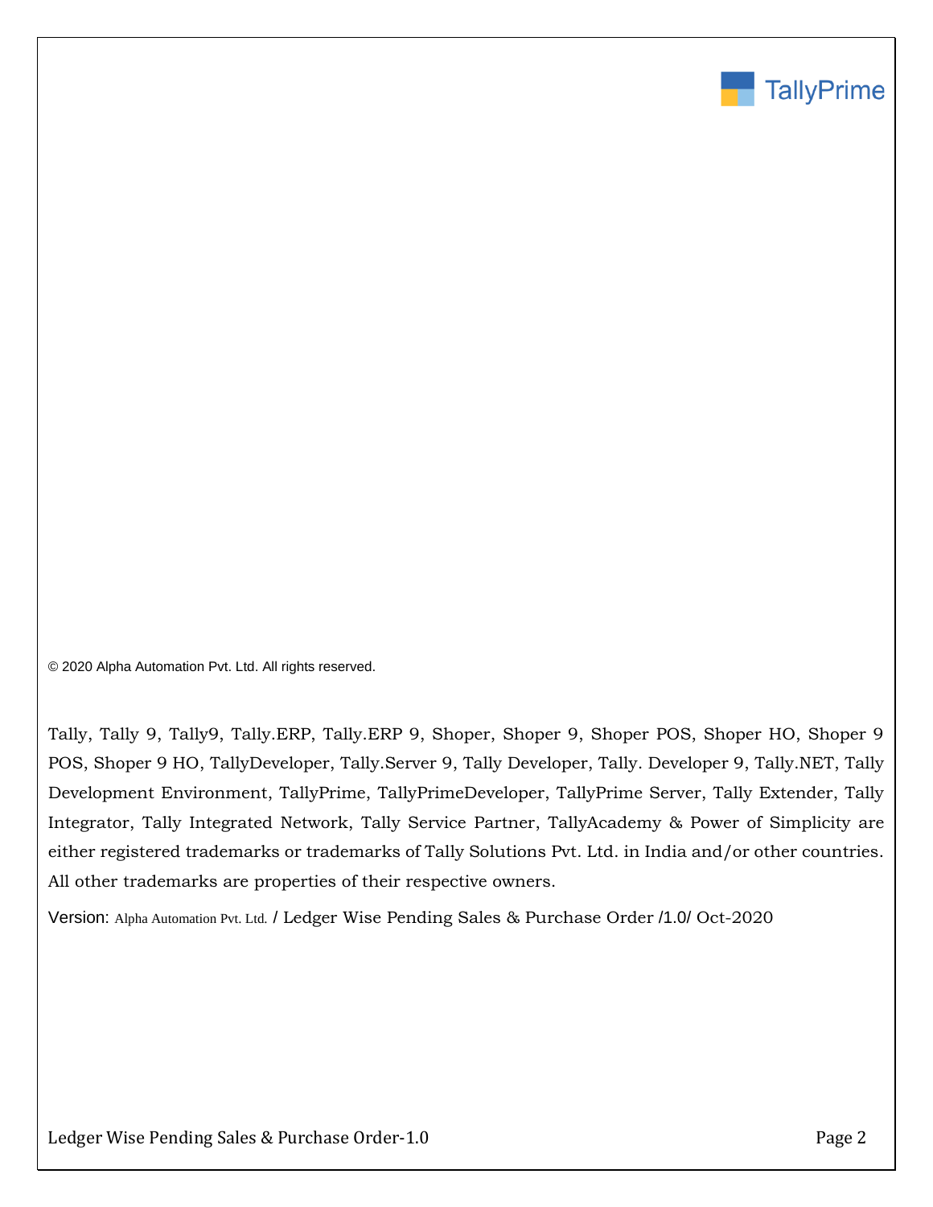© 2020 Alpha Automation Pvt. Ltd. All rights reserved.

Tally, Tally 9, Tally9, Tally.ERP, Tally.ERP 9, Shoper, Shoper 9, Shoper POS, Shoper HO, Shoper 9 POS, Shoper 9 HO, TallyDeveloper, Tally.Server 9, Tally Developer, Tally. Developer 9, Tally.NET, Tally Development Environment, TallyPrime, TallyPrimeDeveloper, TallyPrime Server, Tally Extender, Tally Integrator, Tally Integrated Network, Tally Service Partner, TallyAcademy & Power of Simplicity are either registered trademarks or trademarks of Tally Solutions Pvt. Ltd. in India and/or other countries. All other trademarks are properties of their respective owners.

Version: Alpha Automation Pvt. Ltd. / Ledger Wise Pending Sales & Purchase Order /1.0/ Oct-2020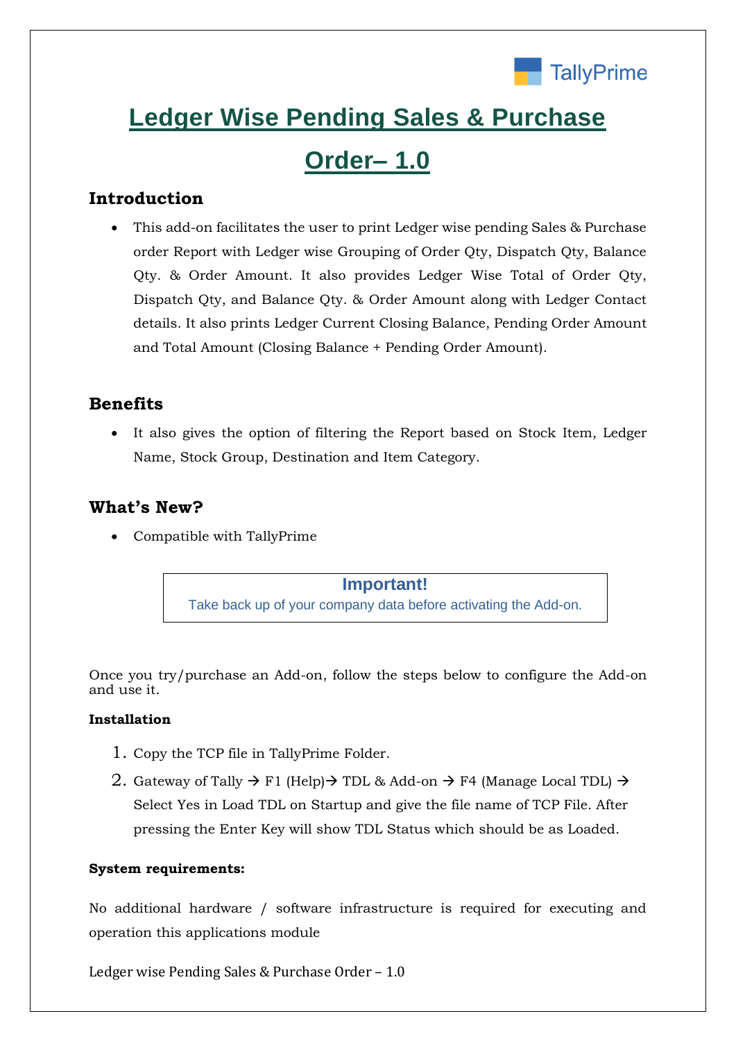TallyPrime

# Ledger Wise Pending Sales & Purchase Order– 1.0

## Introduction

- This add-on facilitates the user to print Ledger wise pending Sales & Purchase order Report with Ledger wise Grouping of Order Qty, Dispatch Qty, Balance Qty. & Order Amount. It also provides Ledger Wise Total of Order Qty, Dispatch Qty, and Balance Qty. & Order Amount along with Ledger Contact details. It also prints Ledger Current Closing Balance, Pending Order Amount and Total Amount (Closing Balance + Pending Order Amount).

## Benefits

- It also gives the option of filtering the Report based on Stock Item, Ledger Name, Stock Group, Destination and Item Category.

## What's New?

- Compatible with TallyPrime

**Important!**
Take back up of your company data before activating the Add-on.

Once you try/purchase an Add-on, follow the steps below to configure the Add-on and use it.

**Installation**

1. Copy the TCP file in TallyPrime Folder.
2. Gateway of Tally → F1 (Help)→ TDL & Add-on → F4 (Manage Local TDL) → Select Yes in Load TDL on Startup and give the file name of TCP File. After pressing the Enter Key will show TDL Status which should be as Loaded.

**System requirements:**

No additional hardware / software infrastructure is required for executing and operation this applications module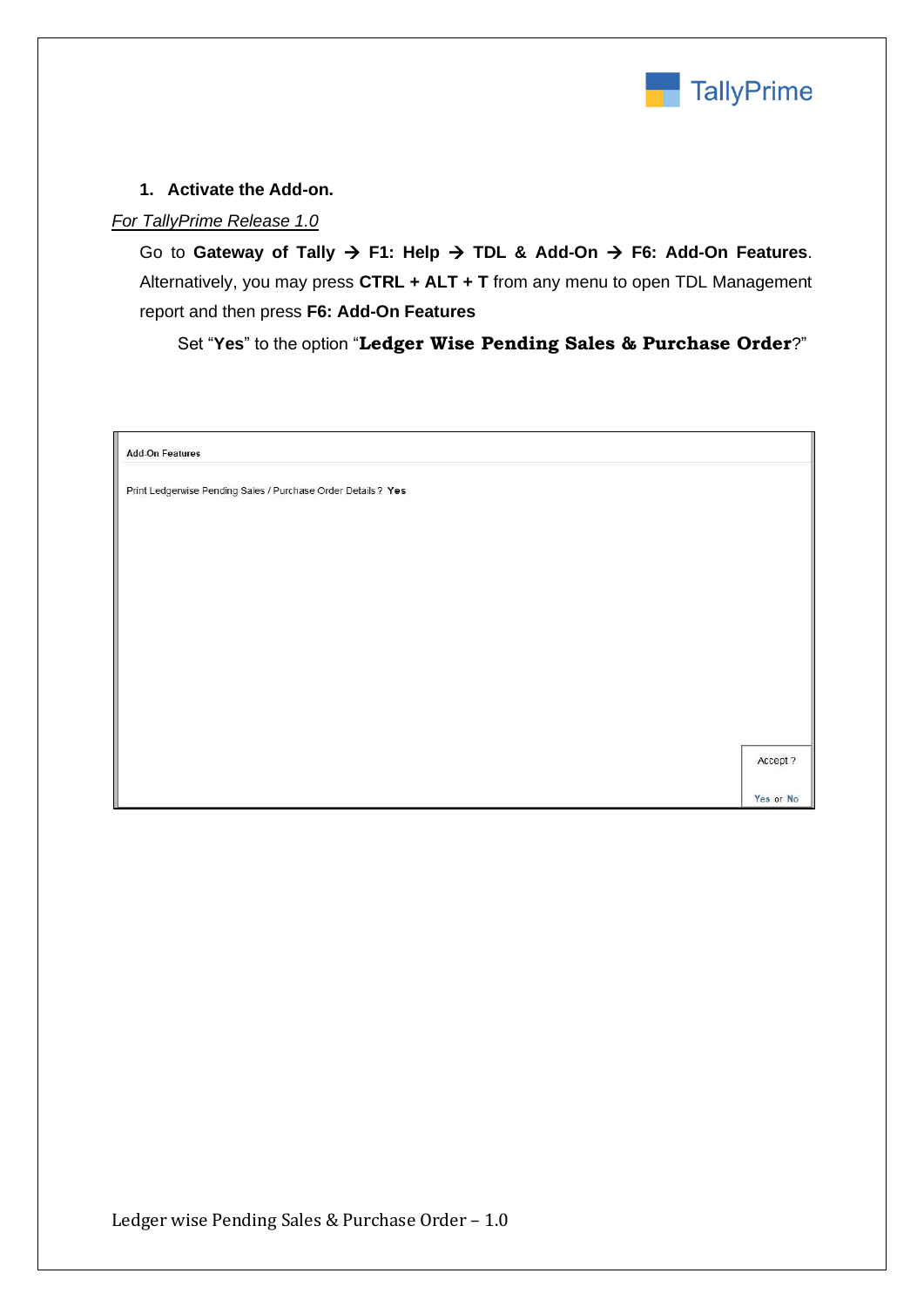1. **Activate the Add-on.**

*For TallyPrime Release 1.0*

Go to **Gateway of Tally → F1: Help → TDL & Add-On → F6: Add-On Features**. Alternatively, you may press **CTRL + ALT + T** from any menu to open TDL Management report and then press **F6: Add-On Features**

Set "**Yes**" to the option "**Ledger Wise Pending Sales & Purchase Order**?"

Add-On Features

Print Ledgerwise Pending Sales / Purchase Order Details ? **Yes**

Accept ?

Yes or No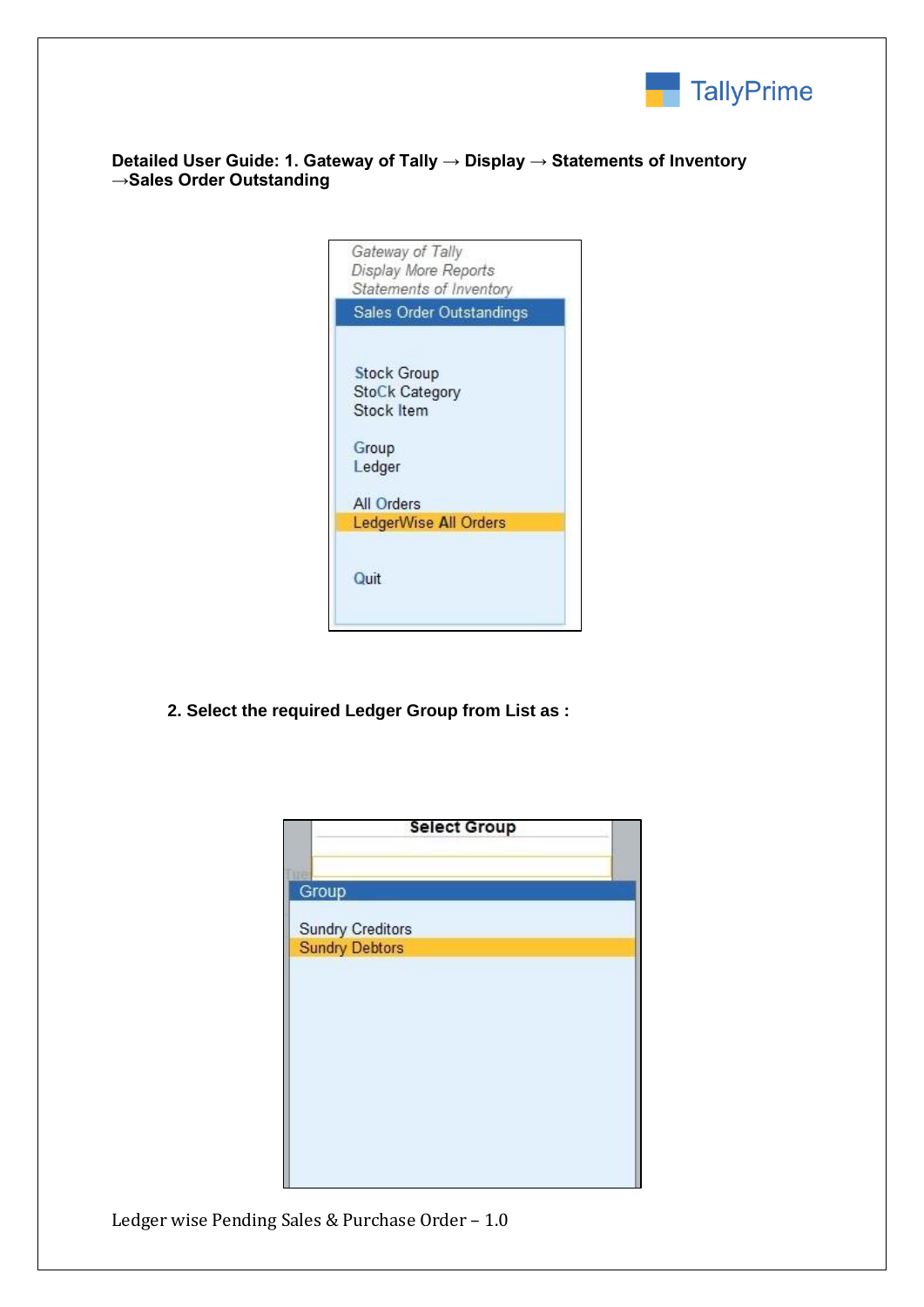**Detailed User Guide: 1. Gateway of Tally → Display → Statements of Inventory →Sales Order Outstanding**

*Gateway of Tally*
*Display More Reports*
*Statements of Inventory*

Sales Order Outstandings

Stock Group
StoCk Category
Stock Item

Group
Ledger

All Orders
LedgerWise All Orders

Quit

**2. Select the required Ledger Group from List as :**

**Select Group**

Group

Sundry Creditors
Sundry Debtors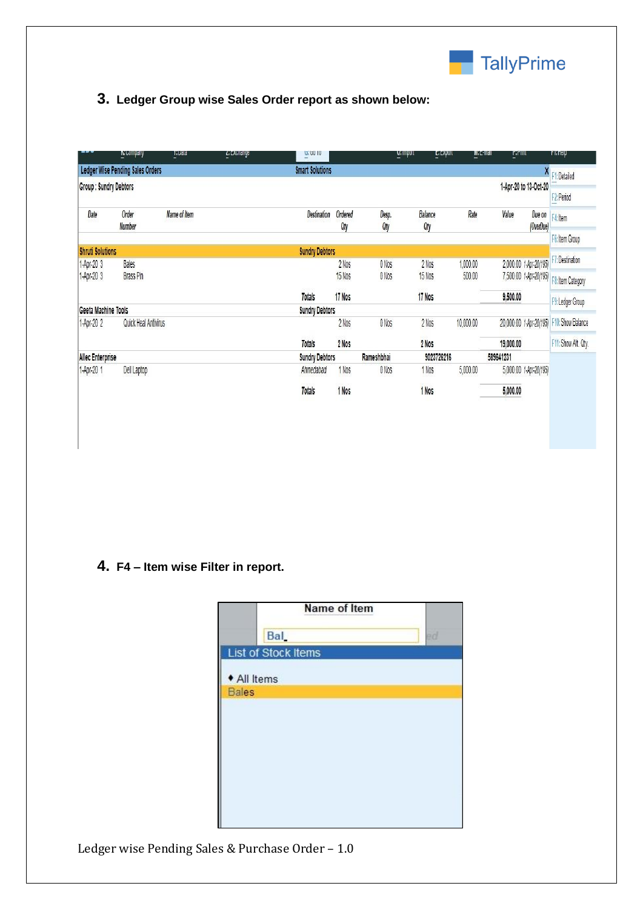3. **Ledger Group wise Sales Order report as shown below:**

| | | | | | | | | | | |
|---|---|---|---|---|---|---|---|---|---|---|
| **Ledger Wise Pending Sales Orders** | | | **Smart Solutions** | | | | | | | |
| **Group : Sundry Debtors** | | | | | | | | | | **1-Apr-20 to 13-Oct-20** |
| Date | Order Number | Name of Item | Destination | Ordered Qty | Desp. Qty | Balance Qty | Rate | Value | | Due on (OverDue) |
| **Shruti Solutions** | | | **Sundry Debtors** | | | | | | | |
| 1-Apr-20 | 3 | Bales | | 2 Nos | 0 Nos | 2 Nos | 1,000.00 | 2,000.00 | | 1-Apr-20(195) |
| 1-Apr-20 | 3 | Brass Pin | | 15 Nos | 0 Nos | 15 Nos | 500.00 | 7,500.00 | | 1-Apr-20(195) |
| | | | **Totals** | **17 Nos** | | **17 Nos** | | **9,500.00** | | |
| **Geeta Machine Tools** | | | **Sundry Debtors** | | | | | | | |
| 1-Apr-20 | 2 | Quick Heal Antivirus | | 2 Nos | 0 Nos | 2 Nos | 10,000.00 | 20,000.00 | | 1-Apr-20(195) |
| | | | **Totals** | **2 Nos** | | **2 Nos** | | **19,000.00** | | |
| **Allec Enterprise** | | | **Sundry Debtors** | | **Rameshbhai** | **9023726216** | **589641231** | | | |
| 1-Apr-20 | 1 | Dell Laptop | Ahmedabad | 1 Nos | 0 Nos | 1 Nos | 5,000.00 | 5,000.00 | | 1-Apr-20(195) |
| | | | **Totals** | **1 Nos** | | **1 Nos** | | **5,000.00** | | |

F1: Detailed | F2: Period | F4: Item | F5: Item Group | F7: Destination | F8: Item Category | F9: Ledger Group | F10: Show Balance | F11: Show Alt. Qty.

4. **F4 – Item wise Filter in report.**

**Name of Item**

Bal_

List of Stock Items

- All Items
- Bales

Ledger wise Pending Sales & Purchase Order – 1.0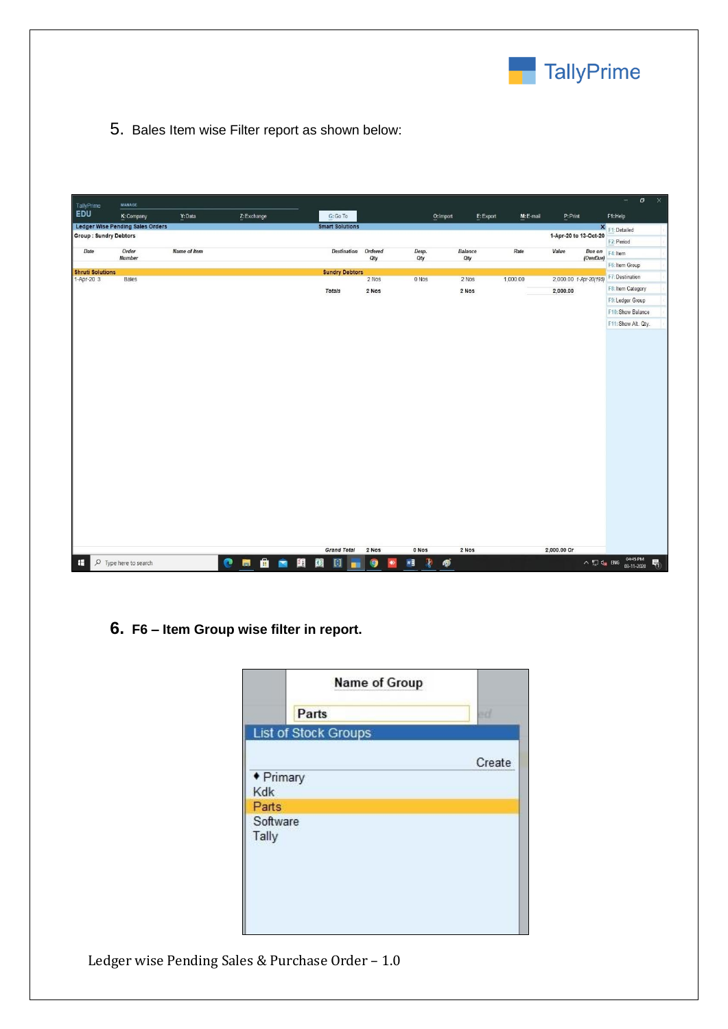5. Bales Item wise Filter report as shown below:

6. **F6 – Item Group wise filter in report.**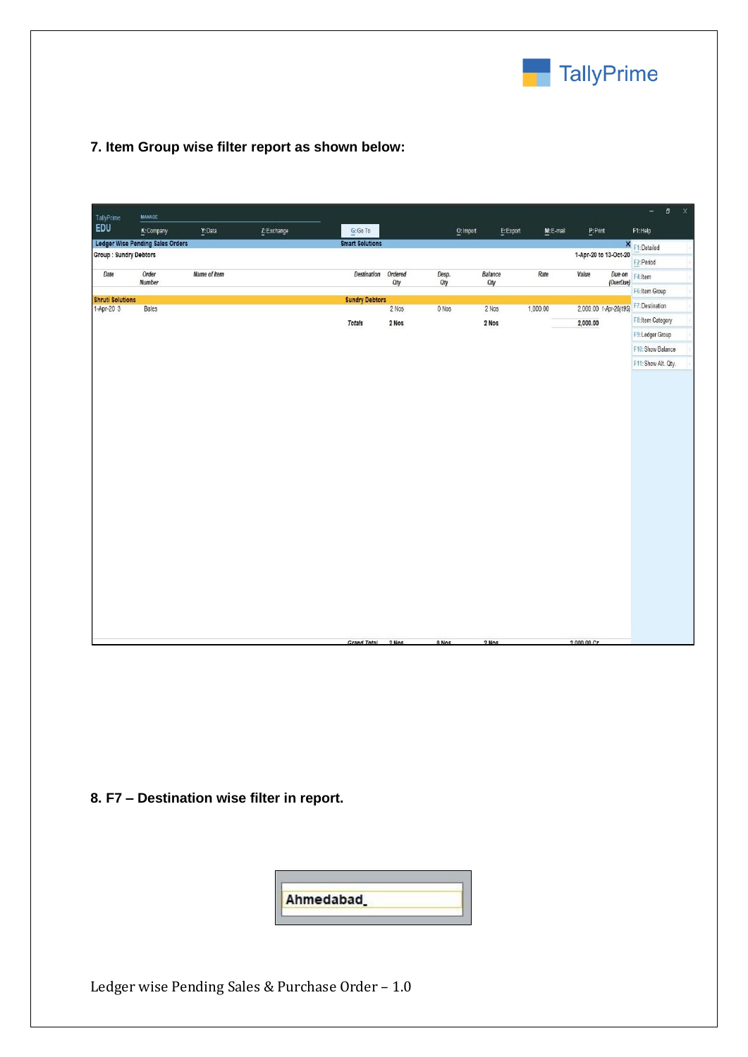7. **Item Group wise filter report as shown below:**

| TallyPrime EDU | MANAGE K: Company | Y: Data | Z: Exchange | G: Go To | O: Import | E: Export | M: E-mail | P: Print | F1: Help |
|---|---|---|---|---|---|---|---|---|---|

**Ledger Wise Pending Sales Orders** — Smart Solutions

Group : Sundry Debtors — 1-Apr-20 to 13-Oct-20

| Date | Order Number | Name of Item | Destination | Ordered Qty | Desp. Qty | Balance Qty | Rate | Value | Due on (OverDue) |
|---|---|---|---|---|---|---|---|---|---|
| **Shruti Solutions** | | | **Sundry Debtors** | | | | | | |
| 1-Apr-20 | 3 | Bales | | 2 Nos | 0 Nos | 2 Nos | 1,000.00 | 2,000.00 | 1-Apr-20 (195) |
| | | | *Totals* | **2 Nos** | | **2 Nos** | | **2,000.00** | |
| | | | *Grand Total* | 2 Nos | 0 Nos | 2 Nos | | 2,000.00 Cr | |

F1: Detailed
F2: Period
F4: Item
F6: Item Group
F7: Destination
F8: Item Category
F9: Ledger Group
F10: Show Balance
F11: Show Alt. Qty.

8. **F7 – Destination wise filter in report.**

Ahmedabad_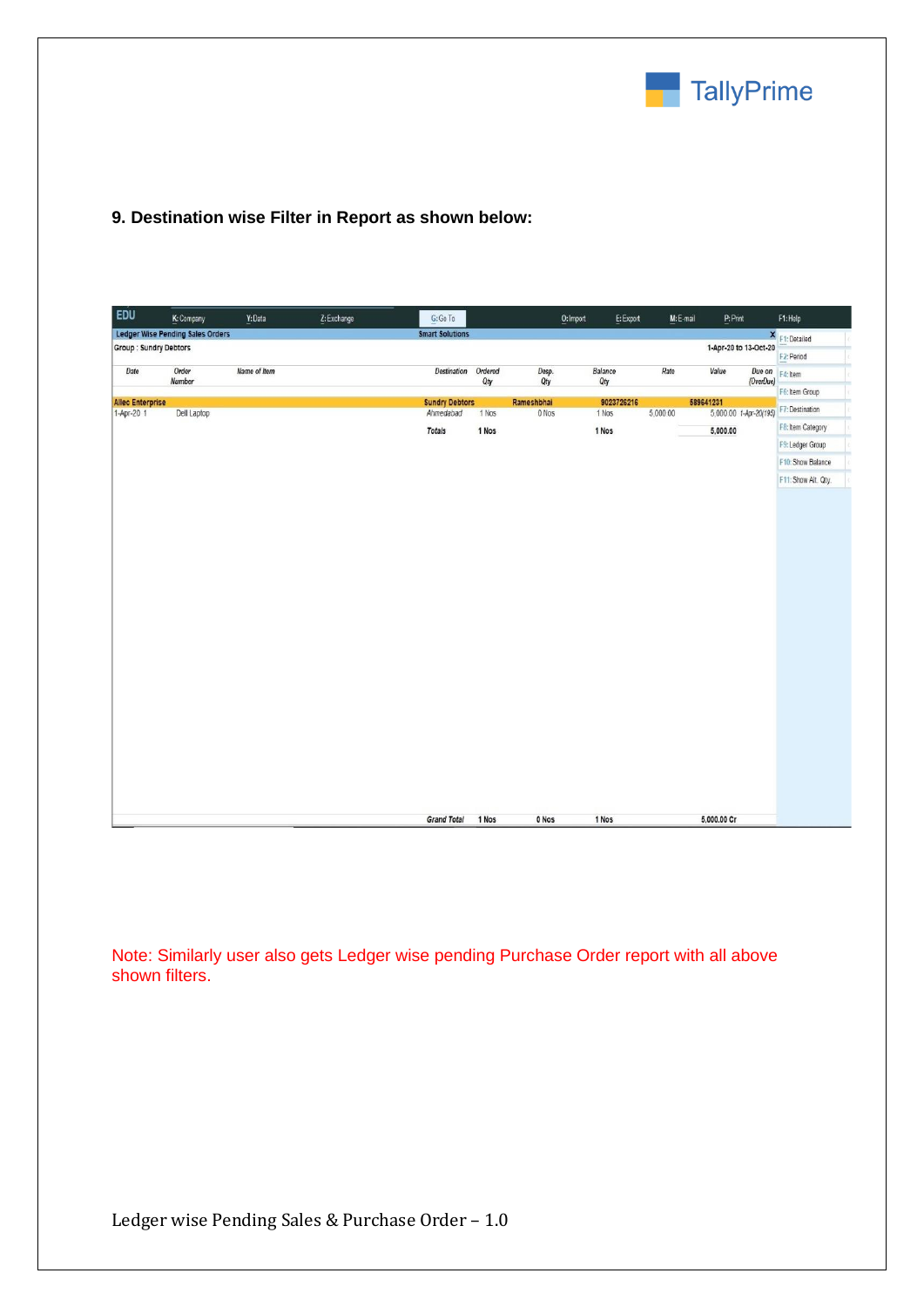## 9. Destination wise Filter in Report as shown below:

EDU | K: Company | Y: Data | Z: Exchange | G: Go To | O: Import | E: Export | M: E-mail | P: Print | F1: Help

**Ledger Wise Pending Sales Orders** — Smart Solutions

Group : Sundry Debtors — 1-Apr-20 to 13-Oct-20

| Date | Order Number | Name of Item | Destination | Ordered Qty | Desp. Qty | Balance Qty | Rate | Value | Due on (OverDue) |
|---|---|---|---|---|---|---|---|---|---|
| **Alec Enterprise** | | | **Sundry Debtors** | | **Rameshbhai** | **9023726216** | | **589641231** | |
| 1-Apr-20 | 1 | Dell Laptop | Ahmedabad | 1 Nos | 0 Nos | 1 Nos | 5,000.00 | 5,000.00 | 1-Apr-20(195) |
| | | | *Totals* | 1 Nos | | 1 Nos | | 5,000.00 | |
| | | | *Grand Total* | 1 Nos | 0 Nos | 1 Nos | | 5,000.00 Cr | |

F1: Detailed
F2: Period
F4: Item
F6: Item Group
F7: Destination
F8: Item Category
F9: Ledger Group
F10: Show Balance
F11: Show Alt. Qty.

Note: Similarly user also gets Ledger wise pending Purchase Order report with all above shown filters.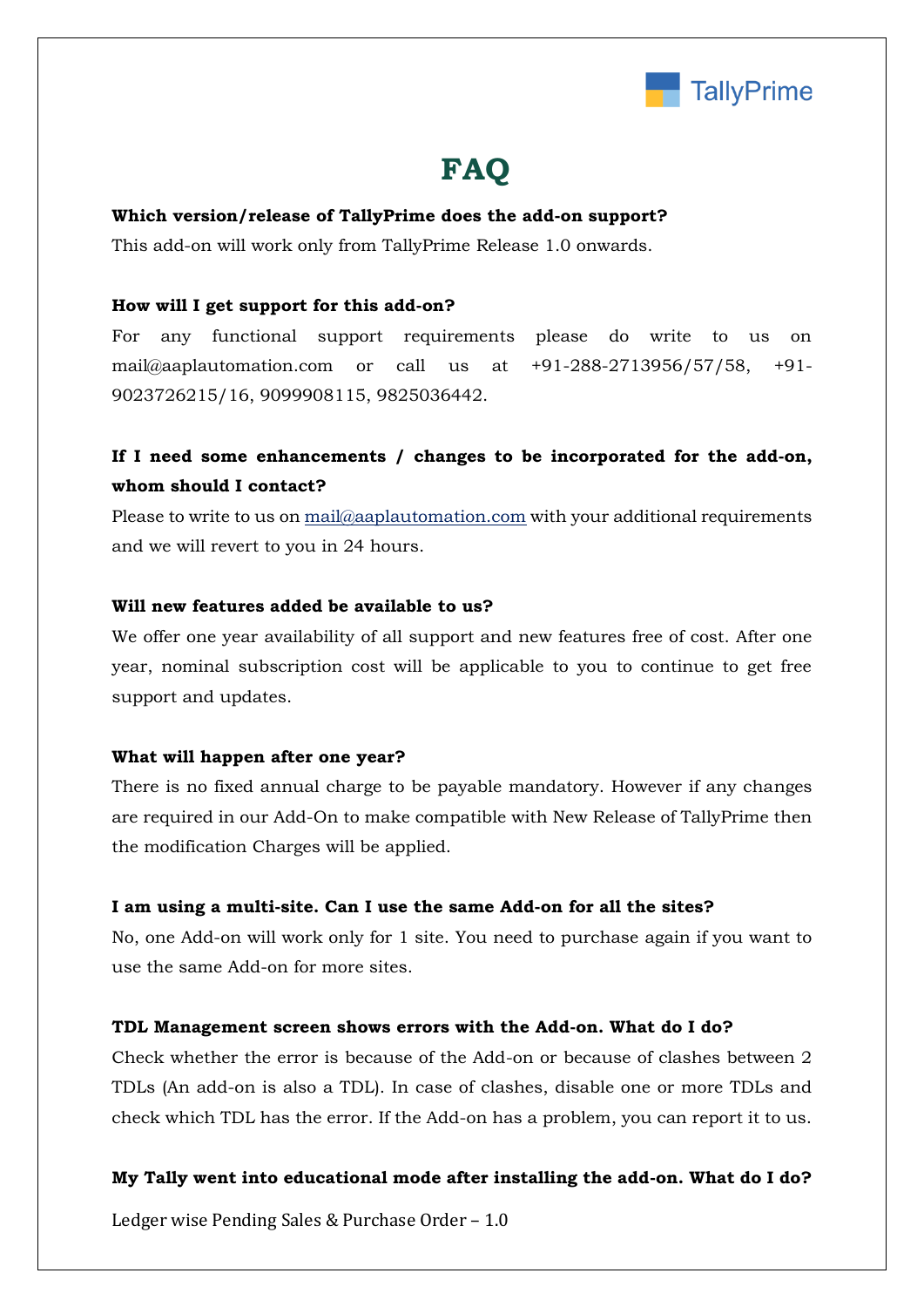# FAQ

**Which version/release of TallyPrime does the add-on support?**

This add-on will work only from TallyPrime Release 1.0 onwards.

**How will I get support for this add-on?**

For any functional support requirements please do write to us on mail@aaplautomation.com or call us at +91-288-2713956/57/58, +91-9023726215/16, 9099908115, 9825036442.

**If I need some enhancements / changes to be incorporated for the add-on, whom should I contact?**

Please to write to us on mail@aaplautomation.com with your additional requirements and we will revert to you in 24 hours.

**Will new features added be available to us?**

We offer one year availability of all support and new features free of cost. After one year, nominal subscription cost will be applicable to you to continue to get free support and updates.

**What will happen after one year?**

There is no fixed annual charge to be payable mandatory. However if any changes are required in our Add-On to make compatible with New Release of TallyPrime then the modification Charges will be applied.

**I am using a multi-site. Can I use the same Add-on for all the sites?**

No, one Add-on will work only for 1 site. You need to purchase again if you want to use the same Add-on for more sites.

**TDL Management screen shows errors with the Add-on. What do I do?**

Check whether the error is because of the Add-on or because of clashes between 2 TDLs (An add-on is also a TDL). In case of clashes, disable one or more TDLs and check which TDL has the error. If the Add-on has a problem, you can report it to us.

**My Tally went into educational mode after installing the add-on. What do I do?**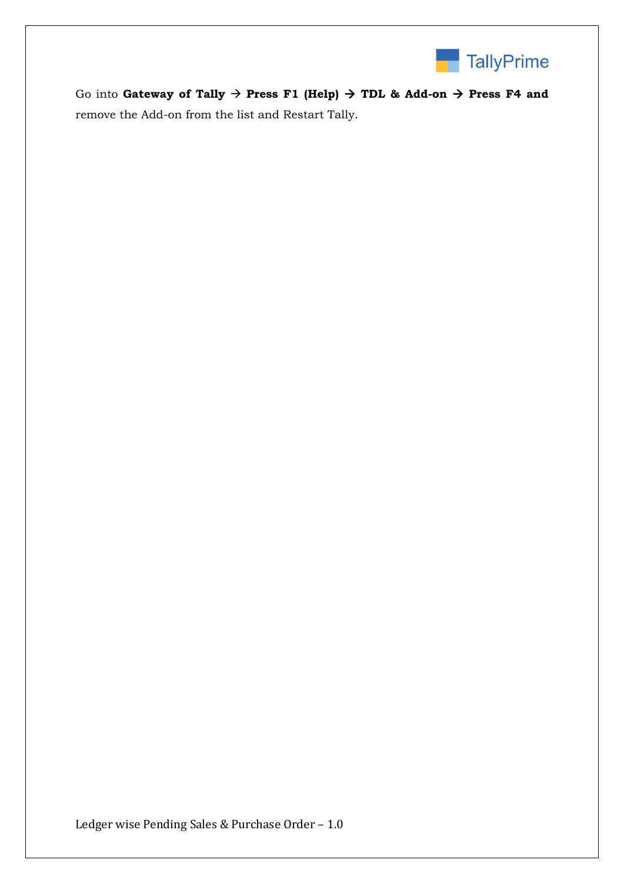Go into **Gateway of Tally → Press F1 (Help) → TDL & Add-on → Press F4 and** remove the Add-on from the list and Restart Tally.